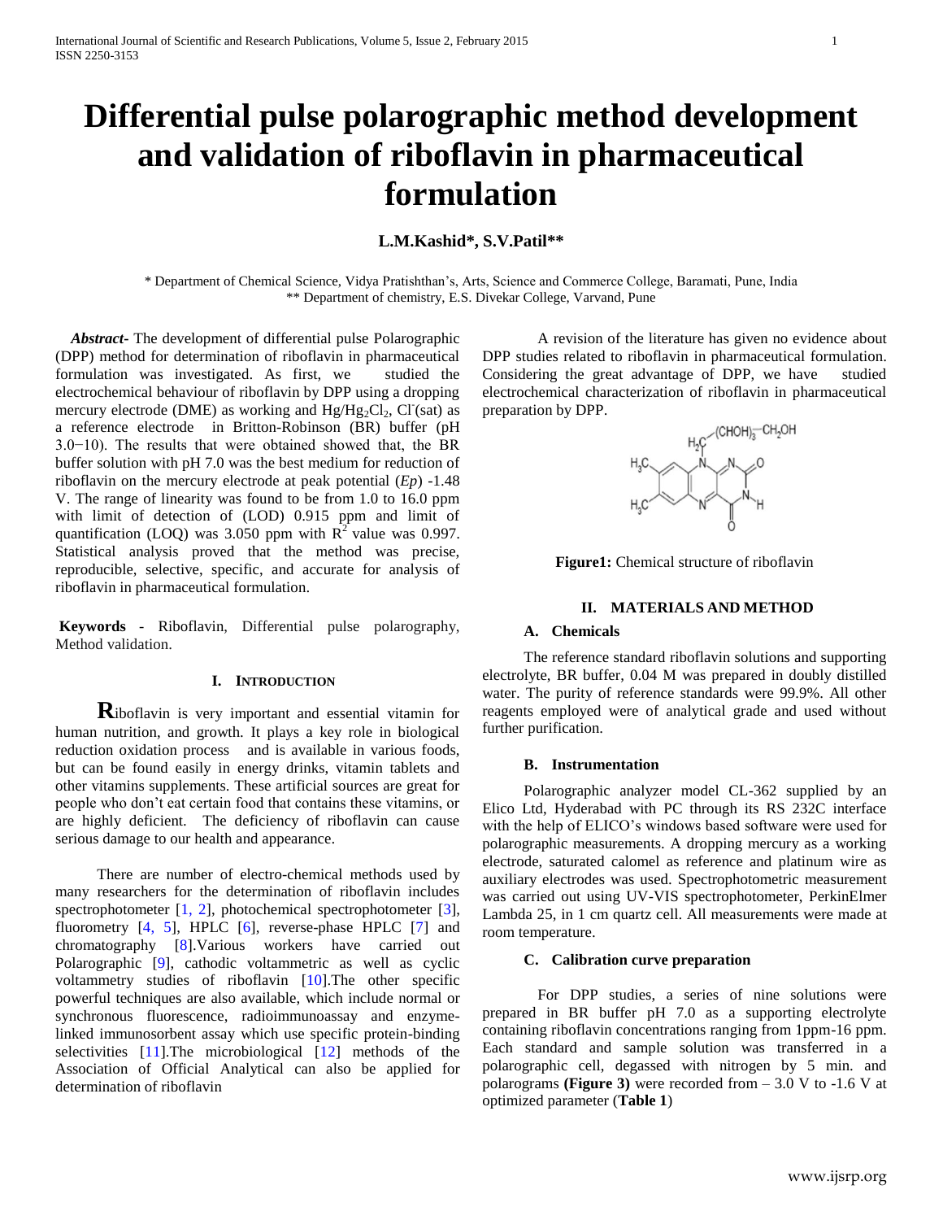# Differential pulse polarographic method development and validation of riboflavin in pharmaceutical formulation

**L.M.Kashid\*, S.V.Patil\*\***

\* Department of Chemical Science, Vidya Pratishthan's, Arts, Science and Commerce College, Baramati, Pune, India
\*\* Department of chemistry, E.S. Divekar College, Varvand, Pune

***Abstract-*** The development of differential pulse Polarographic (DPP) method for determination of riboflavin in pharmaceutical formulation was investigated. As first, we studied the electrochemical behaviour of riboflavin by DPP using a dropping mercury electrode (DME) as working and $Hg/Hg_2Cl_2$, $Cl^-$(sat) as a reference electrode in Britton-Robinson (BR) buffer (pH 3.0−10). The results that were obtained showed that, the BR buffer solution with pH 7.0 was the best medium for reduction of riboflavin on the mercury electrode at peak potential (*Ep*) -1.48 V. The range of linearity was found to be from 1.0 to 16.0 ppm with limit of detection of (LOD) 0.915 ppm and limit of quantification (LOQ) was 3.050 ppm with $R^2$ value was 0.997. Statistical analysis proved that the method was precise, reproducible, selective, specific, and accurate for analysis of riboflavin in pharmaceutical formulation.

**Keywords** - Riboflavin, Differential pulse polarography, Method validation.

## I. Introduction

Riboflavin is very important and essential vitamin for human nutrition, and growth. It plays a key role in biological reduction oxidation process and is available in various foods, but can be found easily in energy drinks, vitamin tablets and other vitamins supplements. These artificial sources are great for people who don't eat certain food that contains these vitamins, or are highly deficient. The deficiency of riboflavin can cause serious damage to our health and appearance.

There are number of electro-chemical methods used by many researchers for the determination of riboflavin includes spectrophotometer [1, 2], photochemical spectrophotometer [3], fluorometry [4, 5], HPLC [6], reverse-phase HPLC [7] and chromatography [8].Various workers have carried out Polarographic [9], cathodic voltammetric as well as cyclic voltammetry studies of riboflavin [10].The other specific powerful techniques are also available, which include normal or synchronous fluorescence, radioimmunoassay and enzyme-linked immunosorbent assay which use specific protein-binding selectivities [11].The microbiological [12] methods of the Association of Official Analytical can also be applied for determination of riboflavin

A revision of the literature has given no evidence about DPP studies related to riboflavin in pharmaceutical formulation. Considering the great advantage of DPP, we have studied electrochemical characterization of riboflavin in pharmaceutical preparation by DPP.

**Figure1:** Chemical structure of riboflavin

## II. Materials and Method

### A. Chemicals

The reference standard riboflavin solutions and supporting electrolyte, BR buffer, 0.04 M was prepared in doubly distilled water. The purity of reference standards were 99.9%. All other reagents employed were of analytical grade and used without further purification.

### B. Instrumentation

Polarographic analyzer model CL-362 supplied by an Elico Ltd, Hyderabad with PC through its RS 232C interface with the help of ELICO's windows based software were used for polarographic measurements. A dropping mercury as a working electrode, saturated calomel as reference and platinum wire as auxiliary electrodes was used. Spectrophotometric measurement was carried out using UV-VIS spectrophotometer, PerkinElmer Lambda 25, in 1 cm quartz cell. All measurements were made at room temperature.

### C. Calibration curve preparation

For DPP studies, a series of nine solutions were prepared in BR buffer pH 7.0 as a supporting electrolyte containing riboflavin concentrations ranging from 1ppm-16 ppm. Each standard and sample solution was transferred in a polarographic cell, degassed with nitrogen by 5 min. and polarograms **(Figure 3)** were recorded from – 3.0 V to -1.6 V at optimized parameter (**Table 1**)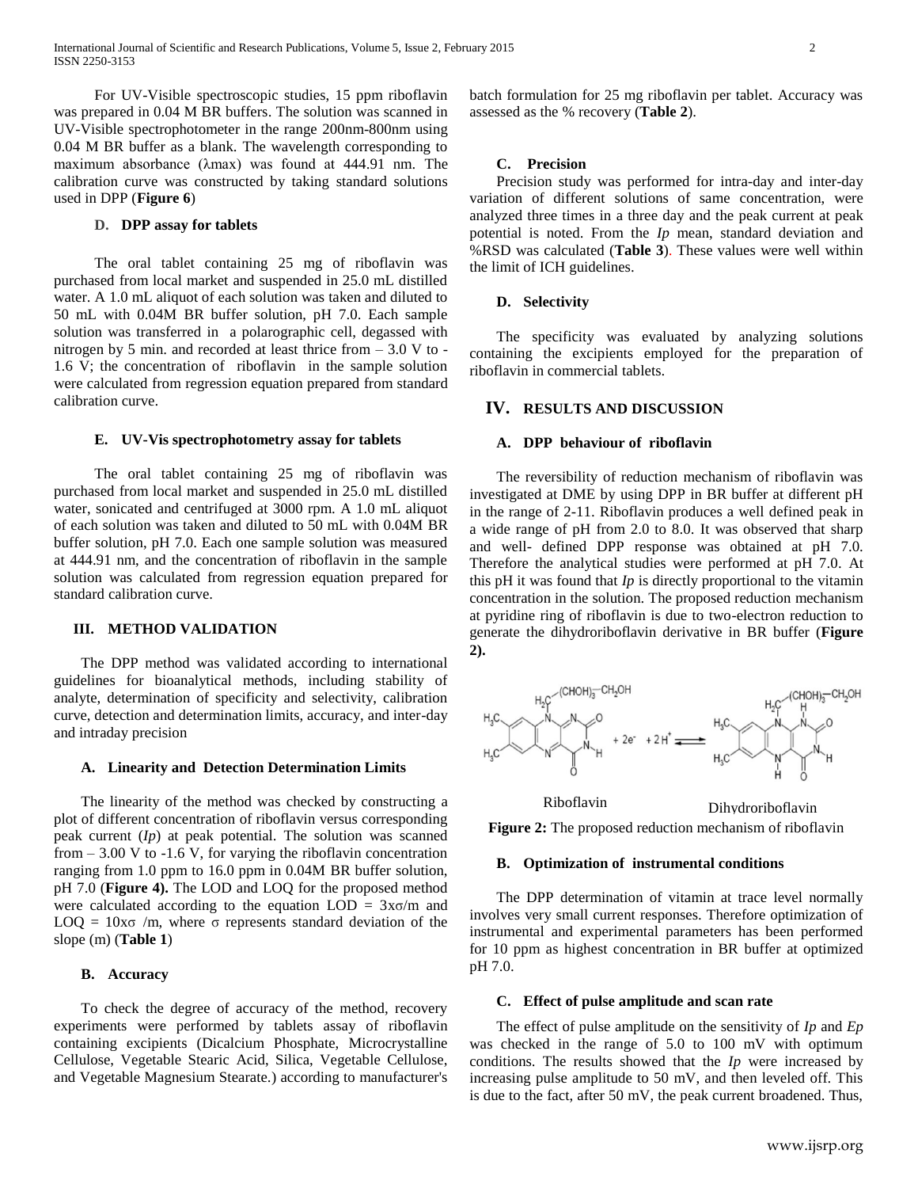For UV-Visible spectroscopic studies, 15 ppm riboflavin was prepared in 0.04 M BR buffers. The solution was scanned in UV-Visible spectrophotometer in the range 200nm-800nm using 0.04 M BR buffer as a blank. The wavelength corresponding to maximum absorbance (λmax) was found at 444.91 nm. The calibration curve was constructed by taking standard solutions used in DPP (**Figure 6**)

#### D. DPP assay for tablets

The oral tablet containing 25 mg of riboflavin was purchased from local market and suspended in 25.0 mL distilled water. A 1.0 mL aliquot of each solution was taken and diluted to 50 mL with 0.04M BR buffer solution, pH 7.0. Each sample solution was transferred in a polarographic cell, degassed with nitrogen by 5 min. and recorded at least thrice from – 3.0 V to -1.6 V; the concentration of riboflavin in the sample solution were calculated from regression equation prepared from standard calibration curve.

#### E. UV-Vis spectrophotometry assay for tablets

The oral tablet containing 25 mg of riboflavin was purchased from local market and suspended in 25.0 mL distilled water, sonicated and centrifuged at 3000 rpm. A 1.0 mL aliquot of each solution was taken and diluted to 50 mL with 0.04M BR buffer solution, pH 7.0. Each one sample solution was measured at 444.91 nm, and the concentration of riboflavin in the sample solution was calculated from regression equation prepared for standard calibration curve.

## III. METHOD VALIDATION

The DPP method was validated according to international guidelines for bioanalytical methods, including stability of analyte, determination of specificity and selectivity, calibration curve, detection and determination limits, accuracy, and inter-day and intraday precision

#### A. Linearity and Detection Determination Limits

The linearity of the method was checked by constructing a plot of different concentration of riboflavin versus corresponding peak current (*Ip*) at peak potential. The solution was scanned from – 3.00 V to -1.6 V, for varying the riboflavin concentration ranging from 1.0 ppm to 16.0 ppm in 0.04M BR buffer solution, pH 7.0 (**Figure 4).** The LOD and LOQ for the proposed method were calculated according to the equation $LOD = 3x\sigma/m$ and $LOQ = 10x\sigma/m$, where σ represents standard deviation of the slope (m) (**Table 1**)

#### B. Accuracy

To check the degree of accuracy of the method, recovery experiments were performed by tablets assay of riboflavin containing excipients (Dicalcium Phosphate, Microcrystalline Cellulose, Vegetable Stearic Acid, Silica, Vegetable Cellulose, and Vegetable Magnesium Stearate.) according to manufacturer's batch formulation for 25 mg riboflavin per tablet. Accuracy was assessed as the % recovery (**Table 2**).

#### C. Precision

Precision study was performed for intra-day and inter-day variation of different solutions of same concentration, were analyzed three times in a three day and the peak current at peak potential is noted. From the *Ip* mean, standard deviation and %RSD was calculated (**Table 3**). These values were well within the limit of ICH guidelines.

#### D. Selectivity

The specificity was evaluated by analyzing solutions containing the excipients employed for the preparation of riboflavin in commercial tablets.

## IV. RESULTS AND DISCUSSION

#### A. DPP behaviour of riboflavin

The reversibility of reduction mechanism of riboflavin was investigated at DME by using DPP in BR buffer at different pH in the range of 2-11. Riboflavin produces a well defined peak in a wide range of pH from 2.0 to 8.0. It was observed that sharp and well- defined DPP response was obtained at pH 7.0. Therefore the analytical studies were performed at pH 7.0. At this pH it was found that *Ip* is directly proportional to the vitamin concentration in the solution. The proposed reduction mechanism at pyridine ring of riboflavin is due to two-electron reduction to generate the dihydroriboflavin derivative in BR buffer (**Figure 2).**

Riboflavin $+ 2e^- + 2H^+ \rightleftharpoons$ Dihydroriboflavin

**Figure 2:** The proposed reduction mechanism of riboflavin

#### B. Optimization of instrumental conditions

The DPP determination of vitamin at trace level normally involves very small current responses. Therefore optimization of instrumental and experimental parameters has been performed for 10 ppm as highest concentration in BR buffer at optimized pH 7.0.

#### C. Effect of pulse amplitude and scan rate

The effect of pulse amplitude on the sensitivity of *Ip* and *Ep* was checked in the range of 5.0 to 100 mV with optimum conditions. The results showed that the *Ip* were increased by increasing pulse amplitude to 50 mV, and then leveled off. This is due to the fact, after 50 mV, the peak current broadened. Thus,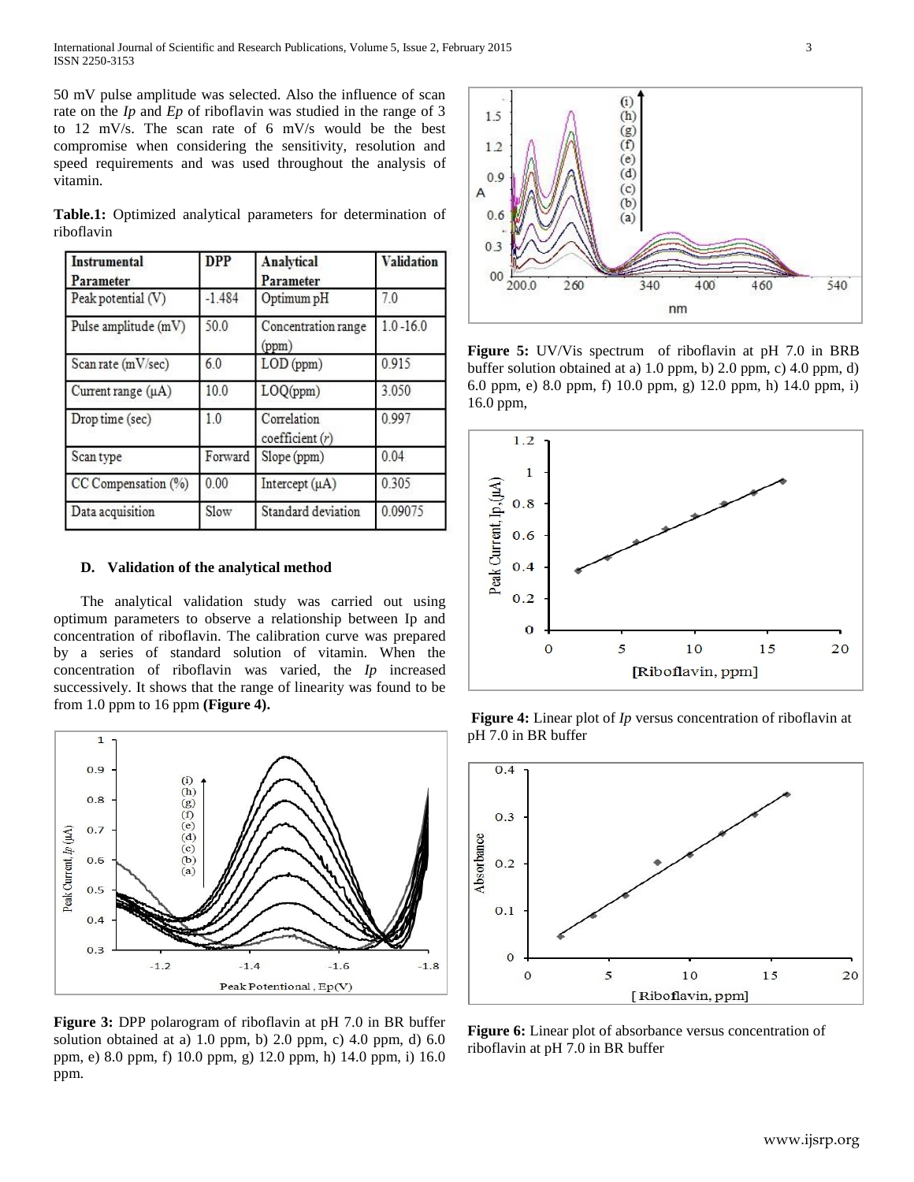50 mV pulse amplitude was selected. Also the influence of scan rate on the *Ip* and *Ep* of riboflavin was studied in the range of 3 to 12 mV/s. The scan rate of 6 mV/s would be the best compromise when considering the sensitivity, resolution and speed requirements and was used throughout the analysis of vitamin.

**Table.1:** Optimized analytical parameters for determination of riboflavin

| Instrumental Parameter | DPP | Analytical Parameter | Validation |
|---|---|---|---|
| Peak potential (V) | -1.484 | Optimum pH | 7.0 |
| Pulse amplitude (mV) | 50.0 | Concentration range (ppm) | 1.0 -16.0 |
| Scan rate (mV/sec) | 6.0 | LOD (ppm) | 0.915 |
| Current range (μA) | 10.0 | LOQ(ppm) | 3.050 |
| Drop time (sec) | 1.0 | Correlation coefficient (*r*) | 0.997 |
| Scan type | Forward | Slope (ppm) | 0.04 |
| CC Compensation (%) | 0.00 | Intercept (μA) | 0.305 |
| Data acquisition | Slow | Standard deviation | 0.09075 |

### D. Validation of the analytical method

The analytical validation study was carried out using optimum parameters to observe a relationship between Ip and concentration of riboflavin. The calibration curve was prepared by a series of standard solution of vitamin. When the concentration of riboflavin was varied, the *Ip* increased successively. It shows that the range of linearity was found to be from 1.0 ppm to 16 ppm **(Figure 4).**

**Figure 3:** DPP polarogram of riboflavin at pH 7.0 in BR buffer solution obtained at a) 1.0 ppm, b) 2.0 ppm, c) 4.0 ppm, d) 6.0 ppm, e) 8.0 ppm, f) 10.0 ppm, g) 12.0 ppm, h) 14.0 ppm, i) 16.0 ppm.

**Figure 5:** UV/Vis spectrum of riboflavin at pH 7.0 in BRB buffer solution obtained at a) 1.0 ppm, b) 2.0 ppm, c) 4.0 ppm, d) 6.0 ppm, e) 8.0 ppm, f) 10.0 ppm, g) 12.0 ppm, h) 14.0 ppm, i) 16.0 ppm,

**Figure 4:** Linear plot of *Ip* versus concentration of riboflavin at pH 7.0 in BR buffer

**Figure 6:** Linear plot of absorbance versus concentration of riboflavin at pH 7.0 in BR buffer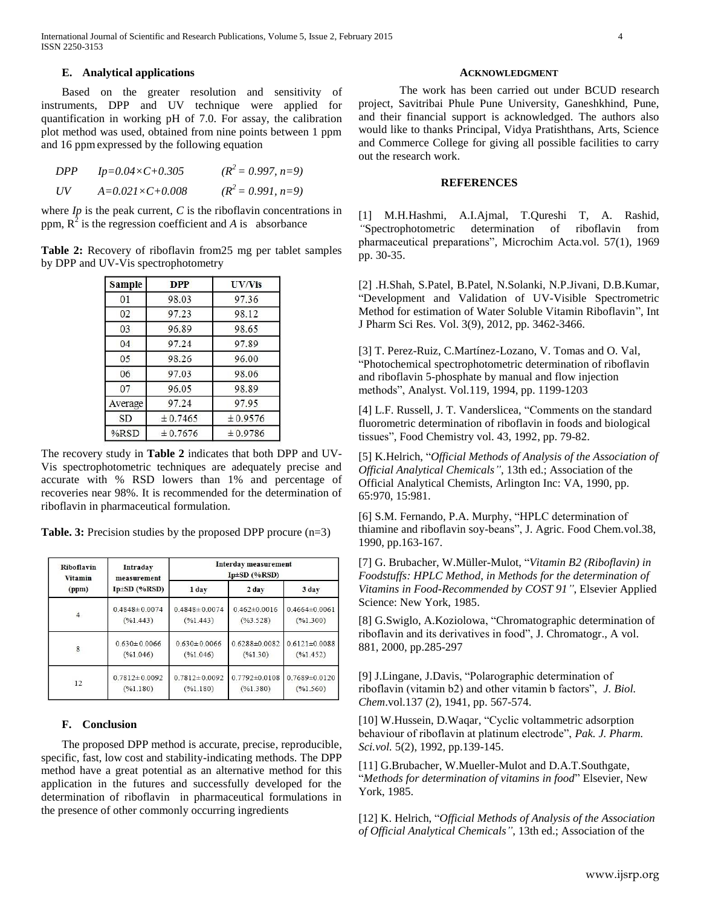### E. Analytical applications

Based on the greater resolution and sensitivity of instruments, DPP and UV technique were applied for quantification in working pH of 7.0. For assay, the calibration plot method was used, obtained from nine points between 1 ppm and 16 ppm expressed by the following equation

DPP $Ip=0.04\times C+0.305$ $(R^2 = 0.997, n=9)$

UV $A=0.021\times C+0.008$ $(R^2 = 0.991, n=9)$

where $Ip$ is the peak current, $C$ is the riboflavin concentrations in ppm, $R^2$ is the regression coefficient and $A$ is absorbance

**Table 2:** Recovery of riboflavin from25 mg per tablet samples by DPP and UV-Vis spectrophotometry

| Sample | DPP | UV/Vis |
|---|---|---|
| 01 | 98.03 | 97.36 |
| 02 | 97.23 | 98.12 |
| 03 | 96.89 | 98.65 |
| 04 | 97.24 | 97.89 |
| 05 | 98.26 | 96.00 |
| 06 | 97.03 | 98.06 |
| 07 | 96.05 | 98.89 |
| Average | 97.24 | 97.95 |
| SD | ± 0.7465 | ± 0.9576 |
| %RSD | ± 0.7676 | ± 0.9786 |

The recovery study in **Table 2** indicates that both DPP and UV-Vis spectrophotometric techniques are adequately precise and accurate with % RSD lowers than 1% and percentage of recoveries near 98%. It is recommended for the determination of riboflavin in pharmaceutical formulation.

**Table. 3:** Precision studies by the proposed DPP procure (n=3)

| Riboflavin Vitamin (ppm) | Intraday measurement Ip±SD (%RSD) | Interday measurement Ip±SD (%RSD) | | |
|---|---|---|---|---|
| | | 1 day | 2 day | 3 day |
| 4 | 0.4848± 0.0074 (%1.443) | 0.4848± 0.0074 (%1.443) | 0.462±0.0016 (%3.528) | 0.4664±0.0061 (%1.300) |
| 8 | 0.630± 0.0066 (%1.046) | 0.630± 0.0066 (%1.046) | 0.6288±0.0082 (%1.30) | 0.6121±0.0088 (%1.452) |
| 12 | 0.7812± 0.0092 (%1.180) | 0.7812± 0.0092 (%1.180) | 0.7792±0.0108 (%1.380) | 0.7689±0.0120 (%1.560) |

### F. Conclusion

The proposed DPP method is accurate, precise, reproducible, specific, fast, low cost and stability-indicating methods. The DPP method have a great potential as an alternative method for this application in the futures and successfully developed for the determination of riboflavin in pharmaceutical formulations in the presence of other commonly occurring ingredients

## ACKNOWLEDGMENT

The work has been carried out under BCUD research project, Savitribai Phule Pune University, Ganeshkhind, Pune, and their financial support is acknowledged. The authors also would like to thanks Principal, Vidya Pratishthans, Arts, Science and Commerce College for giving all possible facilities to carry out the research work.

## REFERENCES

[1] M.H.Hashmi, A.I.Ajmal, T.Qureshi T, A. Rashid, "Spectrophotometric determination of riboflavin from pharmaceutical preparations", Microchim Acta.vol. 57(1), 1969 pp. 30-35.

[2] .H.Shah, S.Patel, B.Patel, N.Solanki, N.P.Jivani, D.B.Kumar, "Development and Validation of UV-Visible Spectrometric Method for estimation of Water Soluble Vitamin Riboflavin", Int J Pharm Sci Res. Vol. 3(9), 2012, pp. 3462-3466.

[3] T. Perez-Ruiz, C.Martínez-Lozano, V. Tomas and O. Val, "Photochemical spectrophotometric determination of riboflavin and riboflavin 5-phosphate by manual and flow injection methods", Analyst. Vol.119, 1994, pp. 1199-1203

[4] L.F. Russell, J. T. Vanderslicea, "Comments on the standard fluorometric determination of riboflavin in foods and biological tissues", Food Chemistry vol. 43, 1992, pp. 79-82.

[5] K.Helrich, "*Official Methods of Analysis of the Association of Official Analytical Chemicals"*, 13th ed.; Association of the Official Analytical Chemists, Arlington Inc: VA, 1990, pp. 65:970, 15:981.

[6] S.M. Fernando, P.A. Murphy, "HPLC determination of thiamine and riboflavin soy-beans", J. Agric. Food Chem.vol.38, 1990, pp.163-167.

[7] G. Brubacher, W.Müller-Mulot, "*Vitamin B2 (Riboflavin) in Foodstuffs: HPLC Method, in Methods for the determination of Vitamins in Food-Recommended by COST 91"*, Elsevier Applied Science: New York, 1985.

[8] G.Swiglo, A.Koziolowa, "Chromatographic determination of riboflavin and its derivatives in food", J. Chromatogr., A vol. 881, 2000, pp.285-297

[9] J.Lingane, J.Davis, "Polarographic determination of riboflavin (vitamin b2) and other vitamin b factors", *J. Biol. Chem*.vol.137 (2), 1941, pp. 567-574.

[10] W.Hussein, D.Waqar, "Cyclic voltammetric adsorption behaviour of riboflavin at platinum electrode", *Pak. J. Pharm. Sci.vol.* 5(2), 1992, pp.139-145.

[11] G.Brubacher, W.Mueller-Mulot and D.A.T.Southgate, "*Methods for determination of vitamins in food*" Elsevier, New York, 1985.

[12] K. Helrich, "*Official Methods of Analysis of the Association of Official Analytical Chemicals"*, 13th ed.; Association of the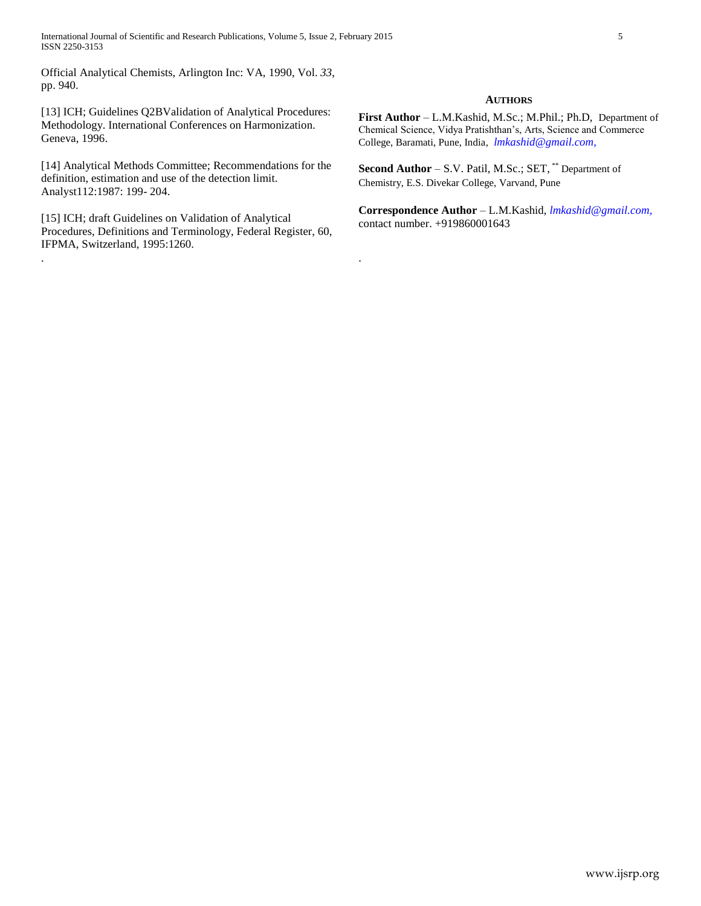Official Analytical Chemists, Arlington Inc: VA, 1990, Vol. *33*, pp. 940.

[13] ICH; Guidelines Q2BValidation of Analytical Procedures: Methodology. International Conferences on Harmonization. Geneva, 1996.

[14] Analytical Methods Committee; Recommendations for the definition, estimation and use of the detection limit. Analyst112:1987: 199- 204.

[15] ICH; draft Guidelines on Validation of Analytical Procedures, Definitions and Terminology, Federal Register, 60, IFPMA, Switzerland, 1995:1260.

.

## AUTHORS

**First Author** – L.M.Kashid, M.Sc.; M.Phil.; Ph.D, Department of Chemical Science, Vidya Pratishthan's, Arts, Science and Commerce College, Baramati, Pune, India, *lmkashid@gmail.com,*

**Second Author** – S.V. Patil, M.Sc.; SET, ** Department of Chemistry, E.S. Divekar College, Varvand, Pune

**Correspondence Author** – L.M.Kashid, *lmkashid@gmail.com,* contact number. +919860001643

.